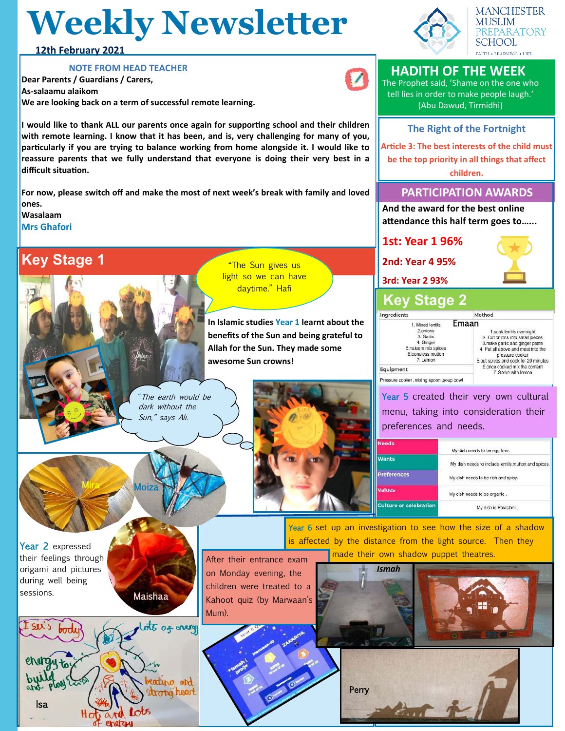# Weekly Newsletter

**12th February 2021**

MANCHESTER MUSLIM PREPARATORY SCHOOL
FAITH • LEARNING • LIFE

## NOTE FROM HEAD TEACHER

**Dear Parents / Guardians / Carers,**
**As-salaamu alaikom**
**We are looking back on a term of successful remote learning.**

**I would like to thank ALL our parents once again for supporting school and their children with remote learning. I know that it has been, and is, very challenging for many of you, particularly if you are trying to balance working from home alongside it. I would like to reassure parents that we fully understand that everyone is doing their very best in a difficult situation.**

**For now, please switch off and make the most of next week's break with family and loved ones.**
**Wasalaam**
**Mrs Ghafori**

## HADITH OF THE WEEK

The Prophet said, 'Shame on the one who tell lies in order to make people laugh.' (Abu Dawud, Tirmidhi)

## The Right of the Fortnight

**Article 3: The best interests of the child must be the top priority in all things that affect children.**

## PARTICIPATION AWARDS

**And the award for the best online attendance this half term goes to......**

**1st: Year 1 96%**
**2nd: Year 4 95%**
**3rd: Year 2 93%**

## Key Stage 1

"The Sun gives us light so we can have daytime." Hafi

**In Islamic studies Year 1 learnt about the benefits of the Sun and being grateful to Allah for the Sun. They made some awesome Sun crowns!**

*"The earth would be dark without the Sun," says Ali.*

Mira

Moiza

Maishaa

Year 2 expressed their feelings through origami and pictures during well being sessions.

Isa

After their entrance exam on Monday evening, the children were treated to a Kahoot quiz (by Marwaan's Mum).

## Key Stage 2

Emaan

| Ingredients | Method |
|---|---|
| 1. Mixed lentils 2.onions 3. Garlic 4. Ginger 5.haleem mix spices 6.boneless mutton 7. Lemon | 1.soak lentils overnight 2. Cut onions into small pieces 3.make garlic and ginger paste 4. Put all above and meat into the pressure cooker 5.put spices and cook for 20 minutes 6.once cooked mix the content 7. Serve with lemon |
| **Equipment** | |
| Pressure cooker ,mixing spoon ,soup bowl | |

Year 5 created their very own cultural menu, taking into consideration their preferences and needs.

| | |
|---|---|
| Needs | My dish needs to be egg free. |
| Wants | My dish needs to include lentils,mutton and spices. |
| Preferences | My dish needs to be rich and spicy. |
| Values | My dish needs to be organic . |
| Culture or celebration | My dish is Pakistani. |

Year 6 set up an investigation to see how the size of a shadow is affected by the distance from the light source. Then they made their own shadow puppet theatres.

*Ismah*

Perry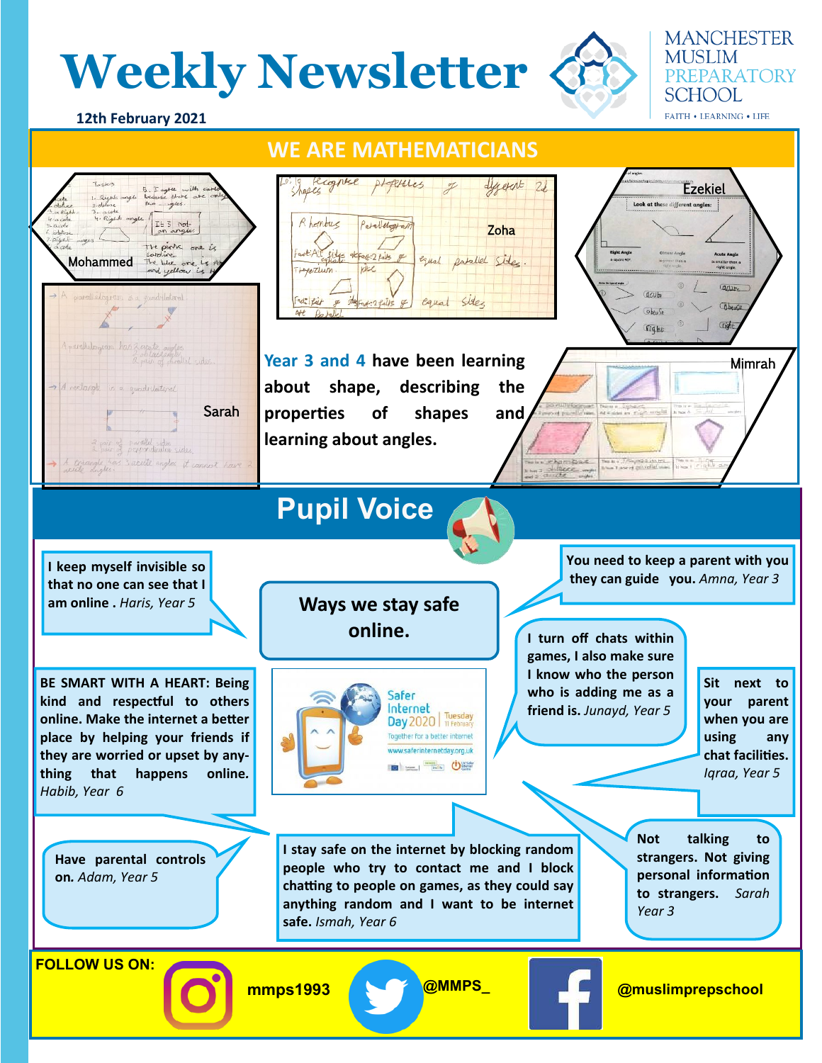# Weekly Newsletter

**12th February 2021**

MANCHESTER MUSLIM PREPARATORY SCHOOL

FAITH • LEARNING • LIFE

## WE ARE MATHEMATICIANS

Mohammed

Zoha

Ezekiel

Sarah

Mimrah

**Year 3 and 4 have been learning about shape, describing the properties of shapes and learning about angles.**

## Pupil Voice

**Ways we stay safe online.**

**I keep myself invisible so that no one can see that I am online .** *Haris, Year 5*

**You need to keep a parent with you they can guide you.** *Amna, Year 3*

**BE SMART WITH A HEART: Being kind and respectful to others online. Make the internet a better place by helping your friends if they are worried or upset by anything that happens online.** *Habib, Year 6*

Safer Internet Day 2020 | Tuesday 11 February

Together for a better internet

www.saferinternetday.org.uk

**I turn off chats within games, I also make sure I know who the person who is adding me as a friend is.** *Junayd, Year 5*

**Sit next to your parent when you are using any chat facilities.** *Iqraa, Year 5*

**Have parental controls on.** *Adam, Year 5*

**I stay safe on the internet by blocking random people who try to contact me and I block chatting to people on games, as they could say anything random and I want to be internet safe.** *Ismah, Year 6*

**Not talking to strangers. Not giving personal information to strangers.** *Sarah Year 3*

**FOLLOW US ON:**

**mmps1993** **@MMPS_** **@muslimprepschool**